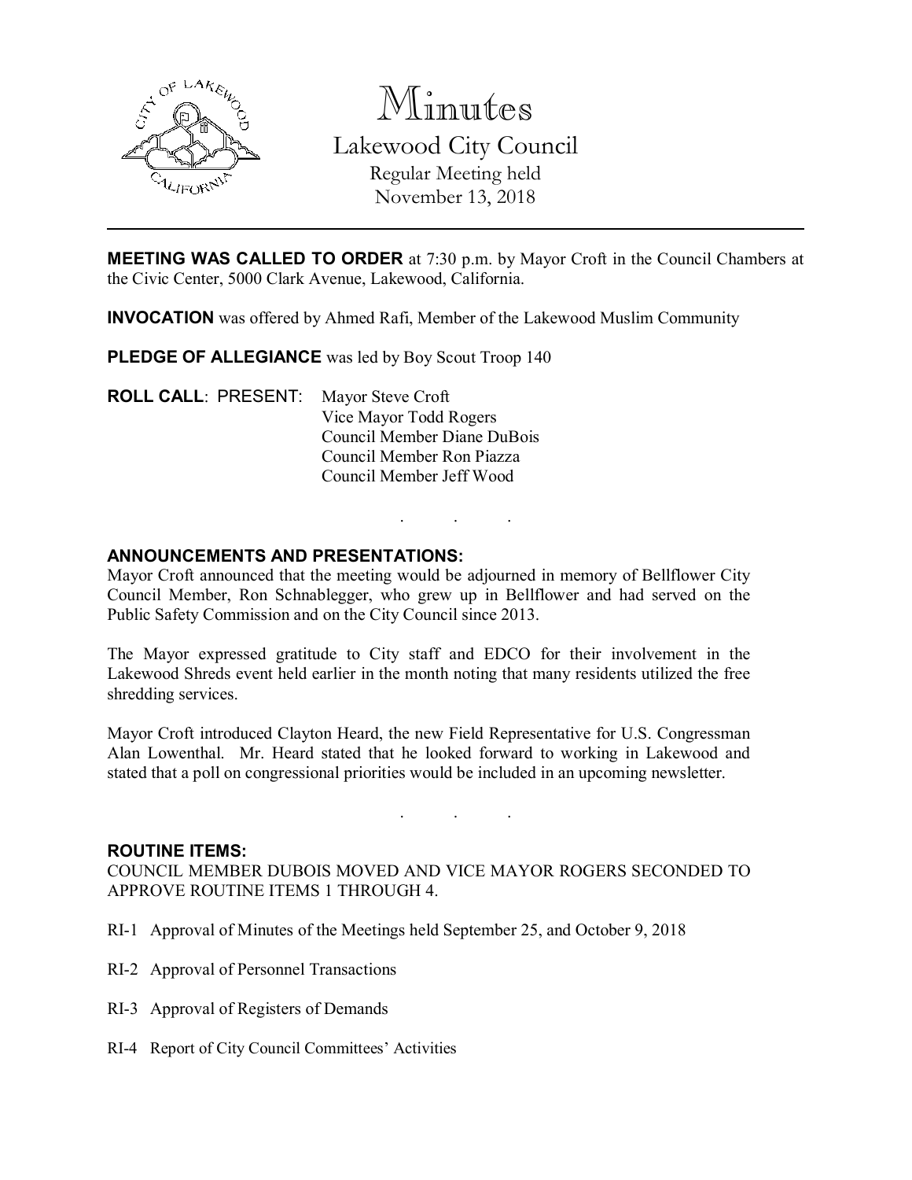# Minutes

## Lakewood City Council

Regular Meeting held
November 13, 2018

---

**MEETING WAS CALLED TO ORDER** at 7:30 p.m. by Mayor Croft in the Council Chambers at the Civic Center, 5000 Clark Avenue, Lakewood, California.

**INVOCATION** was offered by Ahmed Rafi, Member of the Lakewood Muslim Community

**PLEDGE OF ALLEGIANCE** was led by Boy Scout Troop 140

**ROLL CALL**: PRESENT: Mayor Steve Croft
Vice Mayor Todd Rogers
Council Member Diane DuBois
Council Member Ron Piazza
Council Member Jeff Wood

. . .

**ANNOUNCEMENTS AND PRESENTATIONS:**

Mayor Croft announced that the meeting would be adjourned in memory of Bellflower City Council Member, Ron Schnablegger, who grew up in Bellflower and had served on the Public Safety Commission and on the City Council since 2013.

The Mayor expressed gratitude to City staff and EDCO for their involvement in the Lakewood Shreds event held earlier in the month noting that many residents utilized the free shredding services.

Mayor Croft introduced Clayton Heard, the new Field Representative for U.S. Congressman Alan Lowenthal. Mr. Heard stated that he looked forward to working in Lakewood and stated that a poll on congressional priorities would be included in an upcoming newsletter.

. . .

**ROUTINE ITEMS:**

COUNCIL MEMBER DUBOIS MOVED AND VICE MAYOR ROGERS SECONDED TO APPROVE ROUTINE ITEMS 1 THROUGH 4.

RI-1 Approval of Minutes of the Meetings held September 25, and October 9, 2018

RI-2 Approval of Personnel Transactions

RI-3 Approval of Registers of Demands

RI-4 Report of City Council Committees' Activities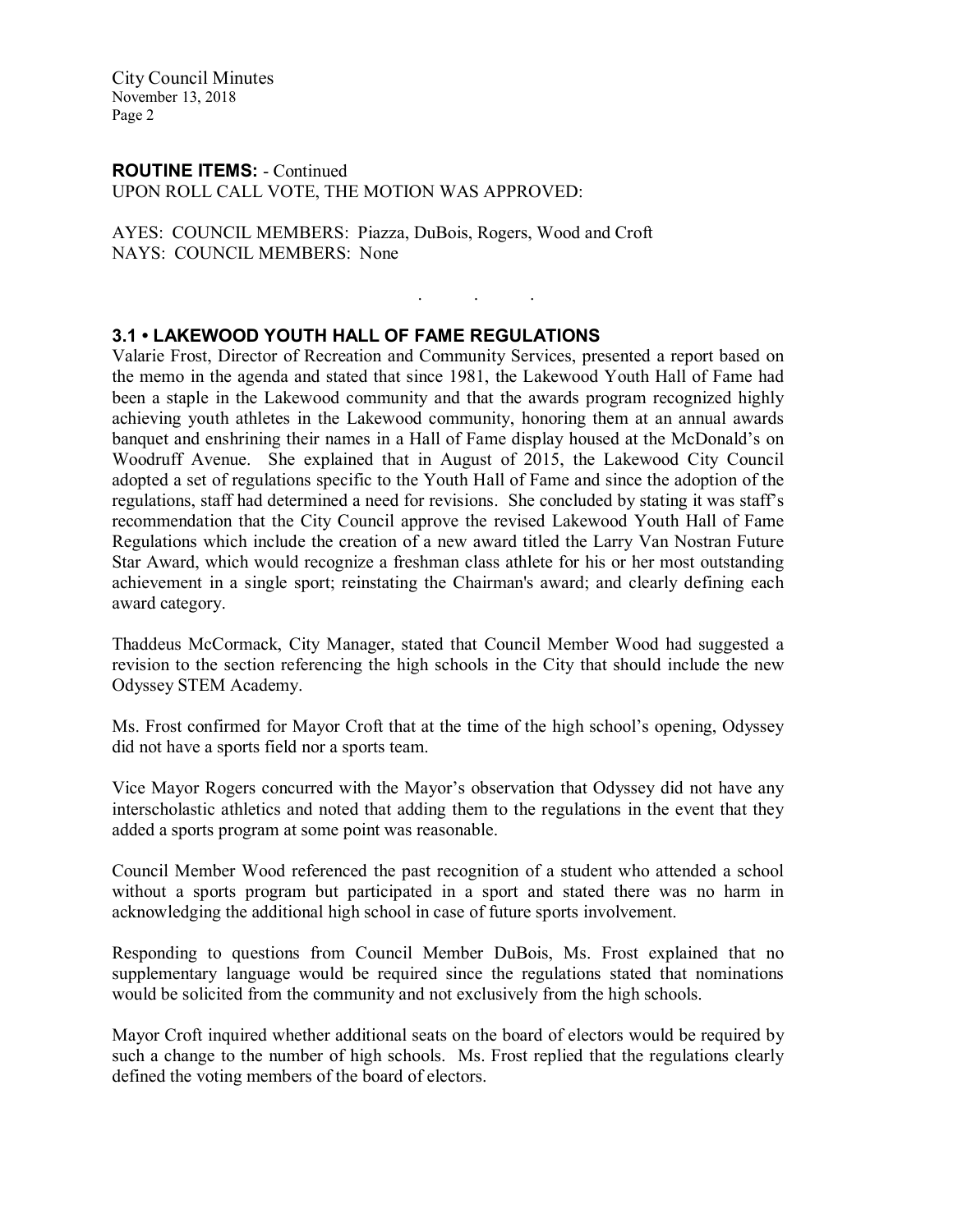**ROUTINE ITEMS:** - Continued
UPON ROLL CALL VOTE, THE MOTION WAS APPROVED:

AYES: COUNCIL MEMBERS: Piazza, DuBois, Rogers, Wood and Croft
NAYS: COUNCIL MEMBERS: None

. . .

### 3.1 • LAKEWOOD YOUTH HALL OF FAME REGULATIONS

Valarie Frost, Director of Recreation and Community Services, presented a report based on the memo in the agenda and stated that since 1981, the Lakewood Youth Hall of Fame had been a staple in the Lakewood community and that the awards program recognized highly achieving youth athletes in the Lakewood community, honoring them at an annual awards banquet and enshrining their names in a Hall of Fame display housed at the McDonald's on Woodruff Avenue. She explained that in August of 2015, the Lakewood City Council adopted a set of regulations specific to the Youth Hall of Fame and since the adoption of the regulations, staff had determined a need for revisions. She concluded by stating it was staff's recommendation that the City Council approve the revised Lakewood Youth Hall of Fame Regulations which include the creation of a new award titled the Larry Van Nostran Future Star Award, which would recognize a freshman class athlete for his or her most outstanding achievement in a single sport; reinstating the Chairman's award; and clearly defining each award category.

Thaddeus McCormack, City Manager, stated that Council Member Wood had suggested a revision to the section referencing the high schools in the City that should include the new Odyssey STEM Academy.

Ms. Frost confirmed for Mayor Croft that at the time of the high school's opening, Odyssey did not have a sports field nor a sports team.

Vice Mayor Rogers concurred with the Mayor's observation that Odyssey did not have any interscholastic athletics and noted that adding them to the regulations in the event that they added a sports program at some point was reasonable.

Council Member Wood referenced the past recognition of a student who attended a school without a sports program but participated in a sport and stated there was no harm in acknowledging the additional high school in case of future sports involvement.

Responding to questions from Council Member DuBois, Ms. Frost explained that no supplementary language would be required since the regulations stated that nominations would be solicited from the community and not exclusively from the high schools.

Mayor Croft inquired whether additional seats on the board of electors would be required by such a change to the number of high schools. Ms. Frost replied that the regulations clearly defined the voting members of the board of electors.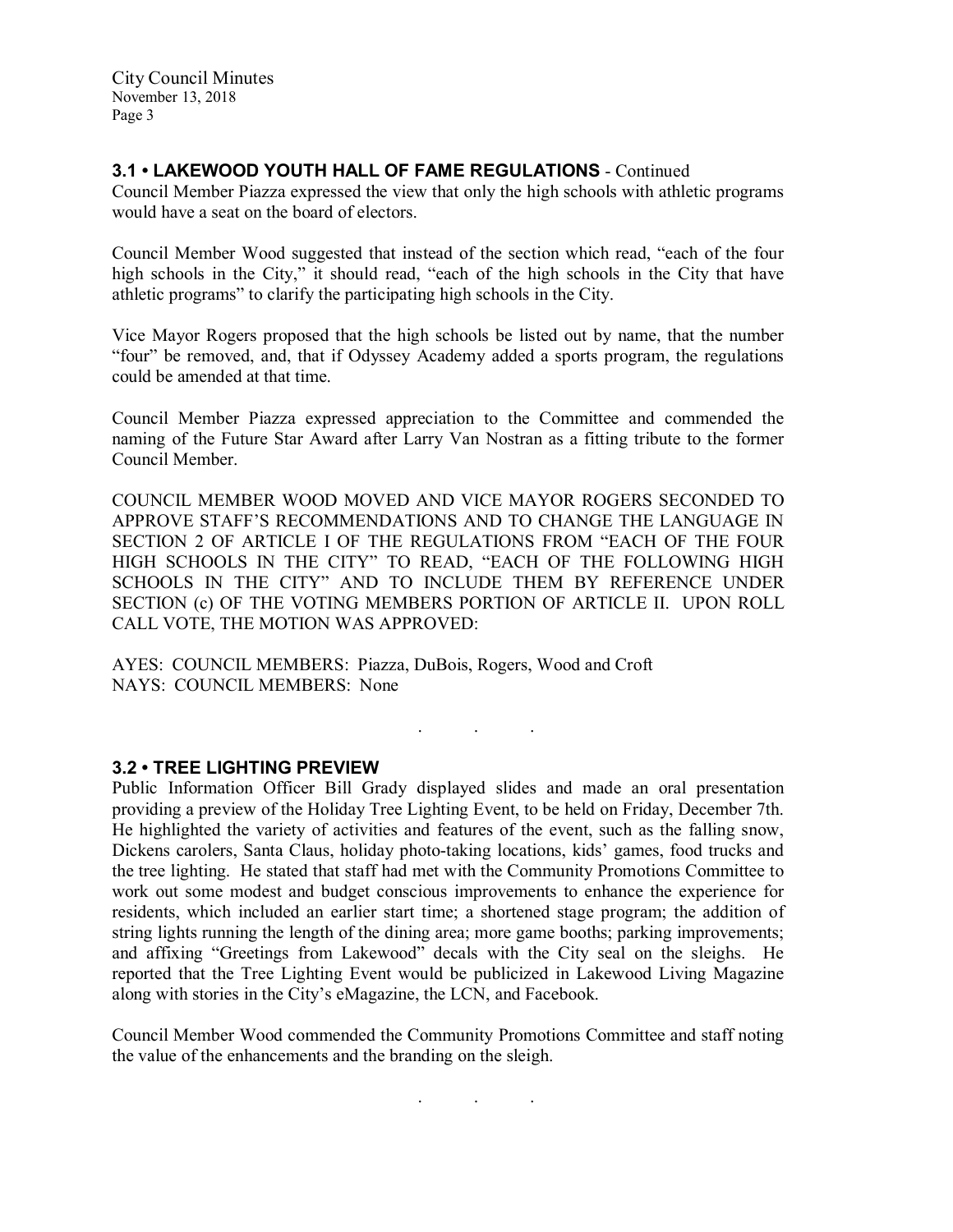### 3.1 • LAKEWOOD YOUTH HALL OF FAME REGULATIONS - Continued

Council Member Piazza expressed the view that only the high schools with athletic programs would have a seat on the board of electors.

Council Member Wood suggested that instead of the section which read, "each of the four high schools in the City," it should read, "each of the high schools in the City that have athletic programs" to clarify the participating high schools in the City.

Vice Mayor Rogers proposed that the high schools be listed out by name, that the number "four" be removed, and, that if Odyssey Academy added a sports program, the regulations could be amended at that time.

Council Member Piazza expressed appreciation to the Committee and commended the naming of the Future Star Award after Larry Van Nostran as a fitting tribute to the former Council Member.

COUNCIL MEMBER WOOD MOVED AND VICE MAYOR ROGERS SECONDED TO APPROVE STAFF'S RECOMMENDATIONS AND TO CHANGE THE LANGUAGE IN SECTION 2 OF ARTICLE I OF THE REGULATIONS FROM "EACH OF THE FOUR HIGH SCHOOLS IN THE CITY" TO READ, "EACH OF THE FOLLOWING HIGH SCHOOLS IN THE CITY" AND TO INCLUDE THEM BY REFERENCE UNDER SECTION (c) OF THE VOTING MEMBERS PORTION OF ARTICLE II. UPON ROLL CALL VOTE, THE MOTION WAS APPROVED:

AYES: COUNCIL MEMBERS: Piazza, DuBois, Rogers, Wood and Croft
NAYS: COUNCIL MEMBERS: None

. . .

### 3.2 • TREE LIGHTING PREVIEW

Public Information Officer Bill Grady displayed slides and made an oral presentation providing a preview of the Holiday Tree Lighting Event, to be held on Friday, December 7th. He highlighted the variety of activities and features of the event, such as the falling snow, Dickens carolers, Santa Claus, holiday photo-taking locations, kids' games, food trucks and the tree lighting. He stated that staff had met with the Community Promotions Committee to work out some modest and budget conscious improvements to enhance the experience for residents, which included an earlier start time; a shortened stage program; the addition of string lights running the length of the dining area; more game booths; parking improvements; and affixing "Greetings from Lakewood" decals with the City seal on the sleighs. He reported that the Tree Lighting Event would be publicized in Lakewood Living Magazine along with stories in the City's eMagazine, the LCN, and Facebook.

Council Member Wood commended the Community Promotions Committee and staff noting the value of the enhancements and the branding on the sleigh.

. . .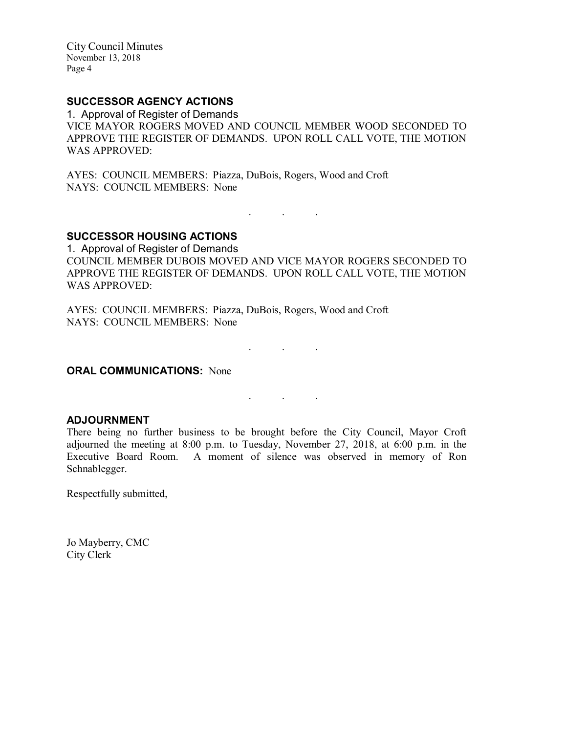## SUCCESSOR AGENCY ACTIONS

1. Approval of Register of Demands

VICE MAYOR ROGERS MOVED AND COUNCIL MEMBER WOOD SECONDED TO APPROVE THE REGISTER OF DEMANDS. UPON ROLL CALL VOTE, THE MOTION WAS APPROVED:

AYES: COUNCIL MEMBERS: Piazza, DuBois, Rogers, Wood and Croft
NAYS: COUNCIL MEMBERS: None

. . .

## SUCCESSOR HOUSING ACTIONS

1. Approval of Register of Demands

COUNCIL MEMBER DUBOIS MOVED AND VICE MAYOR ROGERS SECONDED TO APPROVE THE REGISTER OF DEMANDS. UPON ROLL CALL VOTE, THE MOTION WAS APPROVED:

AYES: COUNCIL MEMBERS: Piazza, DuBois, Rogers, Wood and Croft
NAYS: COUNCIL MEMBERS: None

. . .

**ORAL COMMUNICATIONS:** None

. . .

## ADJOURNMENT

There being no further business to be brought before the City Council, Mayor Croft adjourned the meeting at 8:00 p.m. to Tuesday, November 27, 2018, at 6:00 p.m. in the Executive Board Room. A moment of silence was observed in memory of Ron Schnablegger.

Respectfully submitted,

Jo Mayberry, CMC
City Clerk